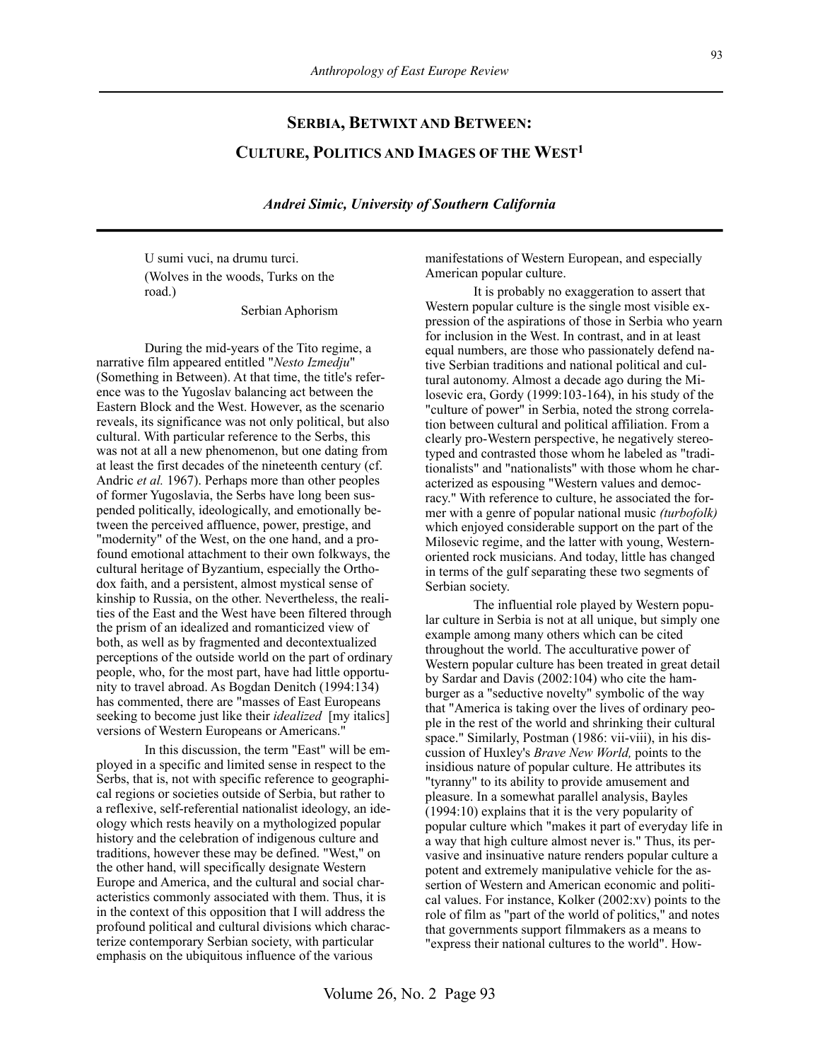# Serbia, Betwixt and Between: Culture, Politics and Images of the West[1]

***Andrei Simic, University of Southern California***

> U sumi vuci, na drumu turci.
> (Wolves in the woods, Turks on the road.)
>
> Serbian Aphorism

During the mid-years of the Tito regime, a narrative film appeared entitled "*Nesto Izmedju*" (Something in Between). At that time, the title's reference was to the Yugoslav balancing act between the Eastern Block and the West. However, as the scenario reveals, its significance was not only political, but also cultural. With particular reference to the Serbs, this was not at all a new phenomenon, but one dating from at least the first decades of the nineteenth century (cf. Andric *et al.* 1967). Perhaps more than other peoples of former Yugoslavia, the Serbs have long been suspended politically, ideologically, and emotionally between the perceived affluence, power, prestige, and "modernity" of the West, on the one hand, and a profound emotional attachment to their own folkways, the cultural heritage of Byzantium, especially the Orthodox faith, and a persistent, almost mystical sense of kinship to Russia, on the other. Nevertheless, the realities of the East and the West have been filtered through the prism of an idealized and romanticized view of both, as well as by fragmented and decontextualized perceptions of the outside world on the part of ordinary people, who, for the most part, have had little opportunity to travel abroad. As Bogdan Denitch (1994:134) has commented, there are "masses of East Europeans seeking to become just like their *idealized* [my italics] versions of Western Europeans or Americans."

In this discussion, the term "East" will be employed in a specific and limited sense in respect to the Serbs, that is, not with specific reference to geographical regions or societies outside of Serbia, but rather to a reflexive, self-referential nationalist ideology, an ideology which rests heavily on a mythologized popular history and the celebration of indigenous culture and traditions, however these may be defined. "West," on the other hand, will specifically designate Western Europe and America, and the cultural and social characteristics commonly associated with them. Thus, it is in the context of this opposition that I will address the profound political and cultural divisions which characterize contemporary Serbian society, with particular emphasis on the ubiquitous influence of the various manifestations of Western European, and especially American popular culture.

It is probably no exaggeration to assert that Western popular culture is the single most visible expression of the aspirations of those in Serbia who yearn for inclusion in the West. In contrast, and in at least equal numbers, are those who passionately defend native Serbian traditions and national political and cultural autonomy. Almost a decade ago during the Milosevic era, Gordy (1999:103-164), in his study of the "culture of power" in Serbia, noted the strong correlation between cultural and political affiliation. From a clearly pro-Western perspective, he negatively stereotyped and contrasted those whom he labeled as "traditionalists" and "nationalists" with those whom he characterized as espousing "Western values and democracy." With reference to culture, he associated the former with a genre of popular national music *(turbofolk)* which enjoyed considerable support on the part of the Milosevic regime, and the latter with young, Western-oriented rock musicians. And today, little has changed in terms of the gulf separating these two segments of Serbian society.

The influential role played by Western popular culture in Serbia is not at all unique, but simply one example among many others which can be cited throughout the world. The acculturative power of Western popular culture has been treated in great detail by Sardar and Davis (2002:104) who cite the hamburger as a "seductive novelty" symbolic of the way that "America is taking over the lives of ordinary people in the rest of the world and shrinking their cultural space." Similarly, Postman (1986: vii-viii), in his discussion of Huxley's *Brave New World,* points to the insidious nature of popular culture. He attributes its "tyranny" to its ability to provide amusement and pleasure. In a somewhat parallel analysis, Bayles (1994:10) explains that it is the very popularity of popular culture which "makes it part of everyday life in a way that high culture almost never is." Thus, its pervasive and insinuative nature renders popular culture a potent and extremely manipulative vehicle for the assertion of Western and American economic and political values. For instance, Kolker (2002:xv) points to the role of film as "part of the world of politics," and notes that governments support filmmakers as a means to "express their national cultures to the world". How-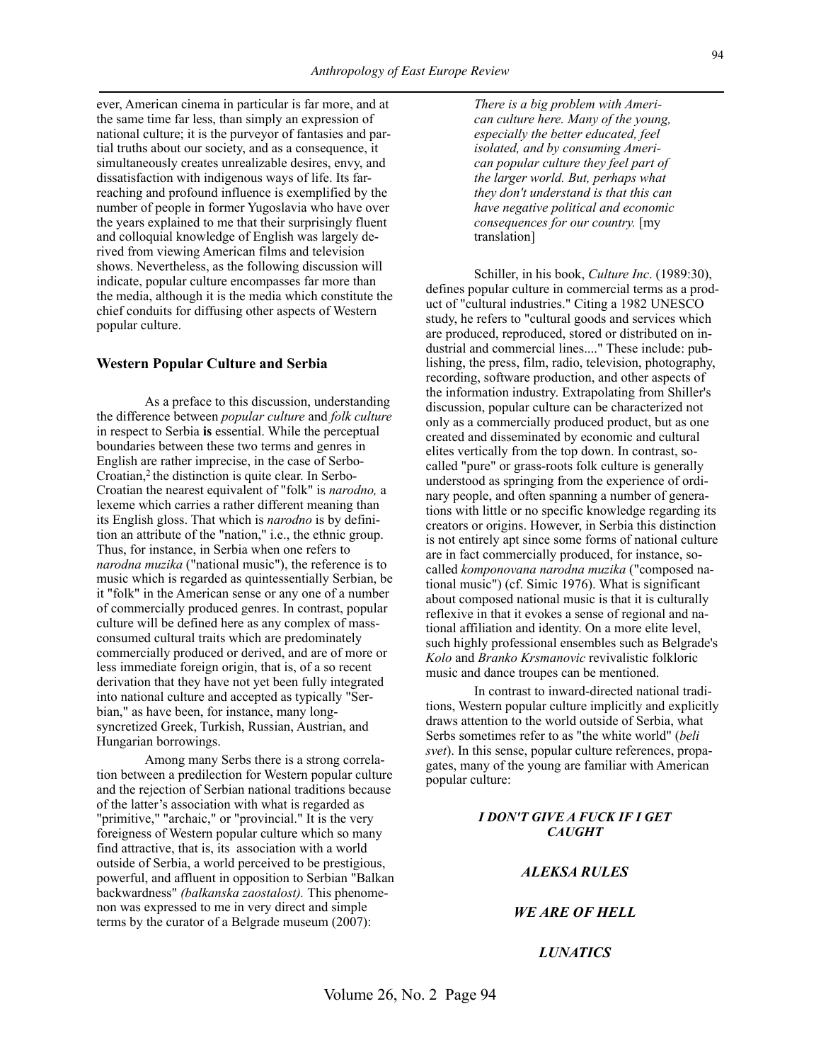ever, American cinema in particular is far more, and at the same time far less, than simply an expression of national culture; it is the purveyor of fantasies and partial truths about our society, and as a consequence, it simultaneously creates unrealizable desires, envy, and dissatisfaction with indigenous ways of life. Its far-reaching and profound influence is exemplified by the number of people in former Yugoslavia who have over the years explained to me that their surprisingly fluent and colloquial knowledge of English was largely derived from viewing American films and television shows. Nevertheless, as the following discussion will indicate, popular culture encompasses far more than the media, although it is the media which constitute the chief conduits for diffusing other aspects of Western popular culture.

## Western Popular Culture and Serbia

As a preface to this discussion, understanding the difference between *popular culture* and *folk culture* in respect to Serbia **is** essential. While the perceptual boundaries between these two terms and genres in English are rather imprecise, in the case of Serbo-Croatian,[2] the distinction is quite clear. In Serbo-Croatian the nearest equivalent of "folk" is *narodno,* a lexeme which carries a rather different meaning than its English gloss. That which is *narodno* is by definition an attribute of the "nation," i.e., the ethnic group. Thus, for instance, in Serbia when one refers to *narodna muzika* ("national music"), the reference is to music which is regarded as quintessentially Serbian, be it "folk" in the American sense or any one of a number of commercially produced genres. In contrast, popular culture will be defined here as any complex of mass-consumed cultural traits which are predominately commercially produced or derived, and are of more or less immediate foreign origin, that is, of a so recent derivation that they have not yet been fully integrated into national culture and accepted as typically "Serbian," as have been, for instance, many long-syncretized Greek, Turkish, Russian, Austrian, and Hungarian borrowings.

Among many Serbs there is a strong correlation between a predilection for Western popular culture and the rejection of Serbian national traditions because of the latter's association with what is regarded as "primitive," "archaic," or "provincial." It is the very foreignness of Western popular culture which so many find attractive, that is, its association with a world outside of Serbia, a world perceived to be prestigious, powerful, and affluent in opposition to Serbian "Balkan backwardness" *(balkanska zaostalost).* This phenomenon was expressed to me in very direct and simple terms by the curator of a Belgrade museum (2007):

> *There is a big problem with American culture here. Many of the young, especially the better educated, feel isolated, and by consuming American popular culture they feel part of the larger world. But, perhaps what they don't understand is that this can have negative political and economic consequences for our country.* [my translation]

Schiller, in his book, *Culture Inc*. (1989:30), defines popular culture in commercial terms as a product of "cultural industries." Citing a 1982 UNESCO study, he refers to "cultural goods and services which are produced, reproduced, stored or distributed on industrial and commercial lines...." These include: publishing, the press, film, radio, television, photography, recording, software production, and other aspects of the information industry. Extrapolating from Shiller's discussion, popular culture can be characterized not only as a commercially produced product, but as one created and disseminated by economic and cultural elites vertically from the top down. In contrast, so-called "pure" or grass-roots folk culture is generally understood as springing from the experience of ordinary people, and often spanning a number of generations with little or no specific knowledge regarding its creators or origins. However, in Serbia this distinction is not entirely apt since some forms of national culture are in fact commercially produced, for instance, so-called *komponovana narodna muzika* ("composed national music") (cf. Simic 1976). What is significant about composed national music is that it is culturally reflexive in that it evokes a sense of regional and national affiliation and identity. On a more elite level, such highly professional ensembles such as Belgrade's *Kolo* and *Branko Krsmanovic* revivalistic folkloric music and dance troupes can be mentioned.

In contrast to inward-directed national traditions, Western popular culture implicitly and explicitly draws attention to the world outside of Serbia, what Serbs sometimes refer to as "the white world" (*beli svet*). In this sense, popular culture references, propagates, many of the young are familiar with American popular culture:

***I DON'T GIVE A FUCK IF I GET CAUGHT***

***ALEKSA RULES***

***WE ARE OF HELL***

***LUNATICS***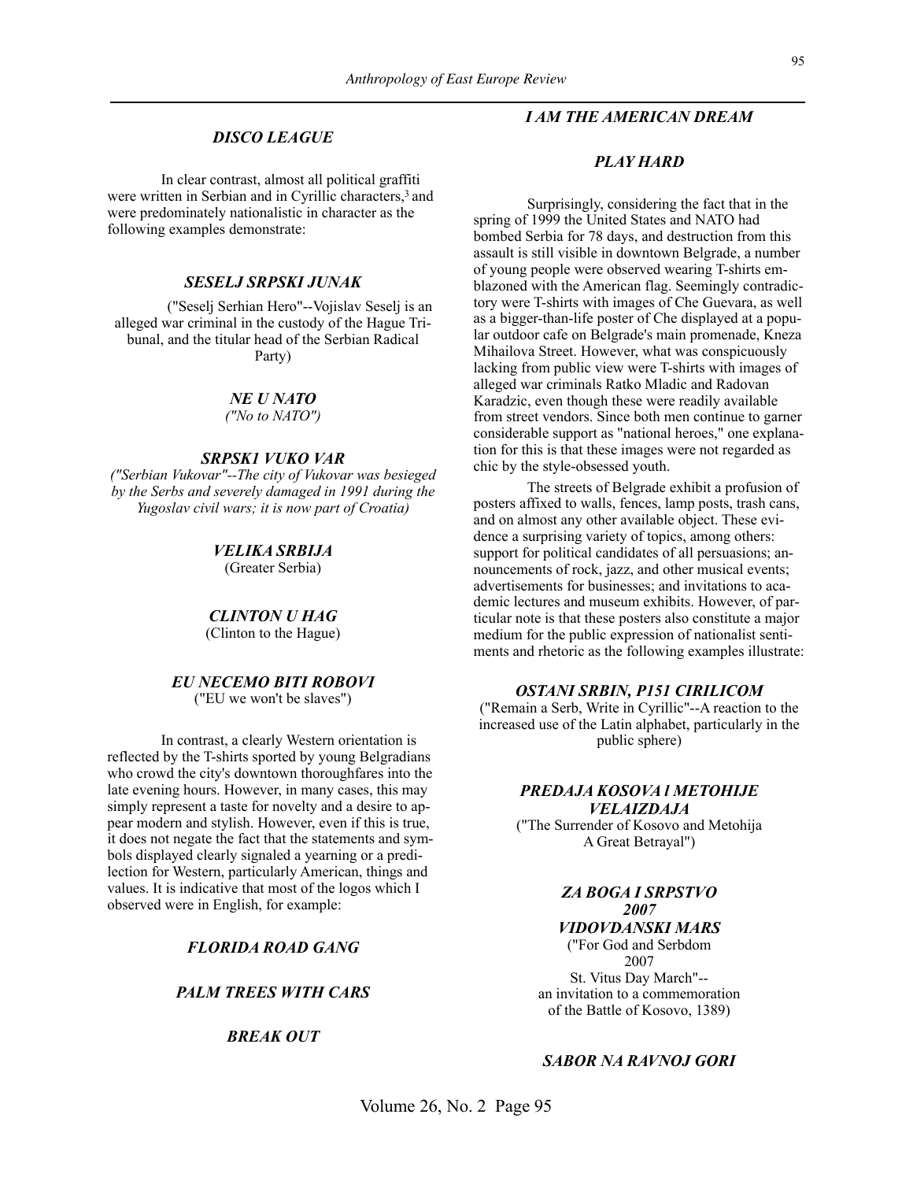***DISCO LEAGUE***

In clear contrast, almost all political graffiti were written in Serbian and in Cyrillic characters,[3] and were predominately nationalistic in character as the following examples demonstrate:

***SESELJ SRPSKI JUNAK***

("Seselj Serhian Hero"--Vojislav Seselj is an alleged war criminal in the custody of the Hague Tribunal, and the titular head of the Serbian Radical Party)

***NE U NATO***
*("No to NATO")*

***SRPSK1 VUKO VAR***
*("Serbian Vukovar"--The city of Vukovar was besieged by the Serbs and severely damaged in 1991 during the Yugoslav civil wars; it is now part of Croatia)*

***VELIKA SRBIJA***
(Greater Serbia)

***CLINTON U HAG***
(Clinton to the Hague)

***EU NECEMO BITI ROBOVI***
("EU we won't be slaves")

In contrast, a clearly Western orientation is reflected by the T-shirts sported by young Belgradians who crowd the city's downtown thoroughfares into the late evening hours. However, in many cases, this may simply represent a taste for novelty and a desire to appear modern and stylish. However, even if this is true, it does not negate the fact that the statements and symbols displayed clearly signaled a yearning or a predilection for Western, particularly American, things and values. It is indicative that most of the logos which I observed were in English, for example:

***FLORIDA ROAD GANG***

***PALM TREES WITH CARS***

***BREAK OUT***

***I AM THE AMERICAN DREAM***

***PLAY HARD***

Surprisingly, considering the fact that in the spring of 1999 the United States and NATO had bombed Serbia for 78 days, and destruction from this assault is still visible in downtown Belgrade, a number of young people were observed wearing T-shirts emblazoned with the American flag. Seemingly contradictory were T-shirts with images of Che Guevara, as well as a bigger-than-life poster of Che displayed at a popular outdoor cafe on Belgrade's main promenade, Kneza Mihailova Street. However, what was conspicuously lacking from public view were T-shirts with images of alleged war criminals Ratko Mladic and Radovan Karadzic, even though these were readily available from street vendors. Since both men continue to garner considerable support as "national heroes," one explanation for this is that these images were not regarded as chic by the style-obsessed youth.

The streets of Belgrade exhibit a profusion of posters affixed to walls, fences, lamp posts, trash cans, and on almost any other available object. These evidence a surprising variety of topics, among others: support for political candidates of all persuasions; announcements of rock, jazz, and other musical events; advertisements for businesses; and invitations to academic lectures and museum exhibits. However, of particular note is that these posters also constitute a major medium for the public expression of nationalist sentiments and rhetoric as the following examples illustrate:

***OSTANI SRBIN, P151 CIRILICOM***
("Remain a Serb, Write in Cyrillic"--A reaction to the increased use of the Latin alphabet, particularly in the public sphere)

***PREDAJA KOSOVA l METOHIJE VELAIZDAJA***
("The Surrender of Kosovo and Metohija A Great Betrayal")

***ZA BOGA I SRPSTVO***
***2007***
***VIDOVDANSKI MARS***
("For God and Serbdom
2007
St. Vitus Day March"--
an invitation to a commemoration
of the Battle of Kosovo, 1389)

***SABOR NA RAVNOJ GORI***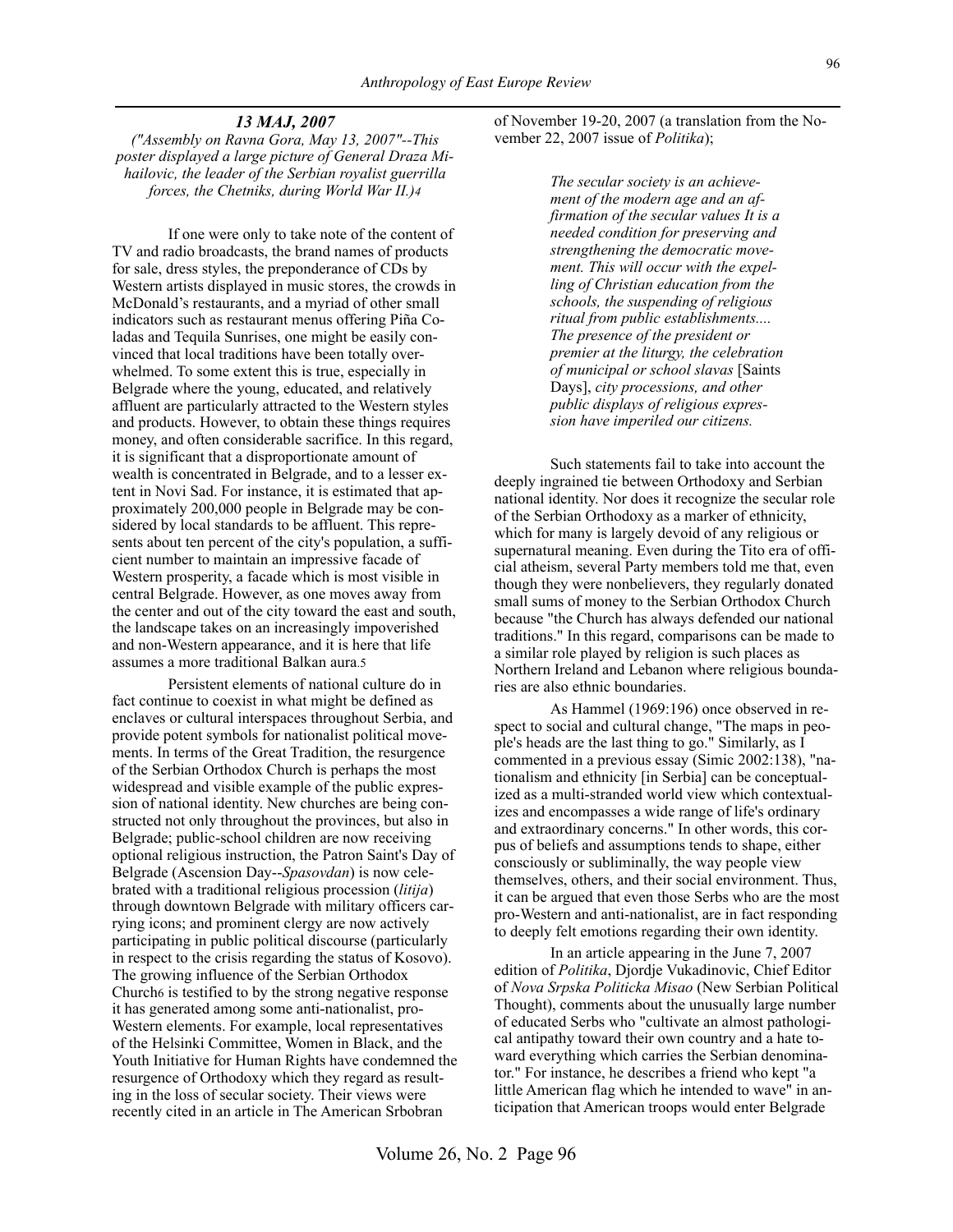***13 MAJ, 2007***

*("Assembly on Ravna Gora, May 13, 2007"--This poster displayed a large picture of General Draza Mihailovic, the leader of the Serbian royalist guerrilla forces, the Chetniks, during World War II.)*[4]

If one were only to take note of the content of TV and radio broadcasts, the brand names of products for sale, dress styles, the preponderance of CDs by Western artists displayed in music stores, the crowds in McDonald's restaurants, and a myriad of other small indicators such as restaurant menus offering Piña Coladas and Tequila Sunrises, one might be easily convinced that local traditions have been totally overwhelmed. To some extent this is true, especially in Belgrade where the young, educated, and relatively affluent are particularly attracted to the Western styles and products. However, to obtain these things requires money, and often considerable sacrifice. In this regard, it is significant that a disproportionate amount of wealth is concentrated in Belgrade, and to a lesser extent in Novi Sad. For instance, it is estimated that approximately 200,000 people in Belgrade may be considered by local standards to be affluent. This represents about ten percent of the city's population, a sufficient number to maintain an impressive facade of Western prosperity, a facade which is most visible in central Belgrade. However, as one moves away from the center and out of the city toward the east and south, the landscape takes on an increasingly impoverished and non-Western appearance, and it is here that life assumes a more traditional Balkan aura.[5]

Persistent elements of national culture do in fact continue to coexist in what might be defined as enclaves or cultural interspaces throughout Serbia, and provide potent symbols for nationalist political movements. In terms of the Great Tradition, the resurgence of the Serbian Orthodox Church is perhaps the most widespread and visible example of the public expression of national identity. New churches are being constructed not only throughout the provinces, but also in Belgrade; public-school children are now receiving optional religious instruction, the Patron Saint's Day of Belgrade (Ascension Day--*Spasovdan*) is now celebrated with a traditional religious procession (*litija*) through downtown Belgrade with military officers carrying icons; and prominent clergy are now actively participating in public political discourse (particularly in respect to the crisis regarding the status of Kosovo). The growing influence of the Serbian Orthodox Church[6] is testified to by the strong negative response it has generated among some anti-nationalist, pro-Western elements. For example, local representatives of the Helsinki Committee, Women in Black, and the Youth Initiative for Human Rights have condemned the resurgence of Orthodoxy which they regard as resulting in the loss of secular society. Their views were recently cited in an article in The American Srbobran of November 19-20, 2007 (a translation from the November 22, 2007 issue of *Politika*);

> *The secular society is an achievement of the modern age and an affirmation of the secular values It is a needed condition for preserving and strengthening the democratic movement. This will occur with the expelling of Christian education from the schools, the suspending of religious ritual from public establishments.... The presence of the president or premier at the liturgy, the celebration of municipal or school slavas* [Saints Days], *city processions, and other public displays of religious expression have imperiled our citizens.*

Such statements fail to take into account the deeply ingrained tie between Orthodoxy and Serbian national identity. Nor does it recognize the secular role of the Serbian Orthodoxy as a marker of ethnicity, which for many is largely devoid of any religious or supernatural meaning. Even during the Tito era of official atheism, several Party members told me that, even though they were nonbelievers, they regularly donated small sums of money to the Serbian Orthodox Church because "the Church has always defended our national traditions." In this regard, comparisons can be made to a similar role played by religion is such places as Northern Ireland and Lebanon where religious boundaries are also ethnic boundaries.

As Hammel (1969:196) once observed in respect to social and cultural change, "The maps in people's heads are the last thing to go." Similarly, as I commented in a previous essay (Simic 2002:138), "nationalism and ethnicity [in Serbia] can be conceptualized as a multi-stranded world view which contextualizes and encompasses a wide range of life's ordinary and extraordinary concerns." In other words, this corpus of beliefs and assumptions tends to shape, either consciously or subliminally, the way people view themselves, others, and their social environment. Thus, it can be argued that even those Serbs who are the most pro-Western and anti-nationalist, are in fact responding to deeply felt emotions regarding their own identity.

In an article appearing in the June 7, 2007 edition of *Politika*, Djordje Vukadinovic, Chief Editor of *Nova Srpska Politicka Misao* (New Serbian Political Thought), comments about the unusually large number of educated Serbs who "cultivate an almost pathological antipathy toward their own country and a hate toward everything which carries the Serbian denominator." For instance, he describes a friend who kept "a little American flag which he intended to wave" in anticipation that American troops would enter Belgrade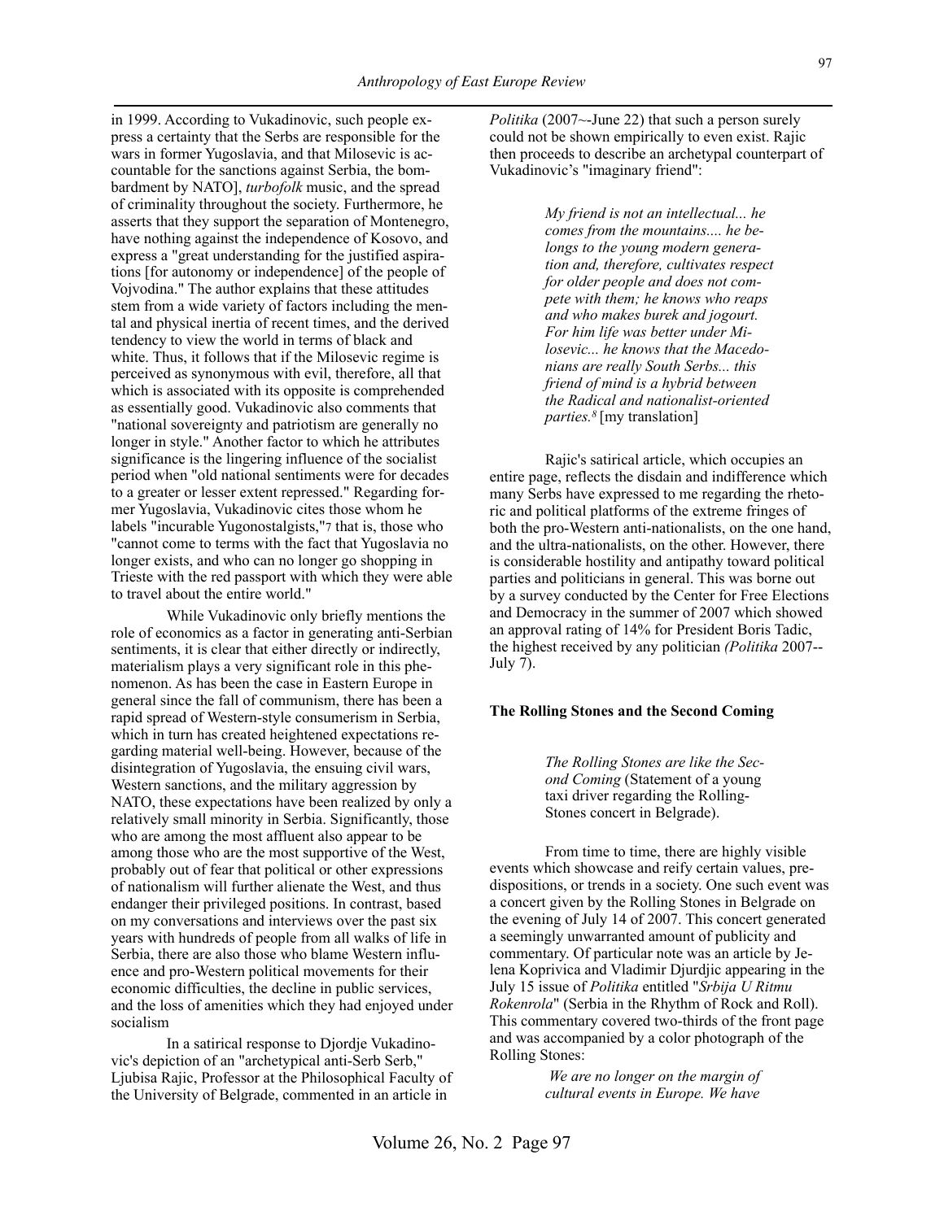in 1999. According to Vukadinovic, such people express a certainty that the Serbs are responsible for the wars in former Yugoslavia, and that Milosevic is accountable for the sanctions against Serbia, the bombardment by NATO], *turbofolk* music, and the spread of criminality throughout the society. Furthermore, he asserts that they support the separation of Montenegro, have nothing against the independence of Kosovo, and express a "great understanding for the justified aspirations [for autonomy or independence] of the people of Vojvodina." The author explains that these attitudes stem from a wide variety of factors including the mental and physical inertia of recent times, and the derived tendency to view the world in terms of black and white. Thus, it follows that if the Milosevic regime is perceived as synonymous with evil, therefore, all that which is associated with its opposite is comprehended as essentially good. Vukadinovic also comments that "national sovereignty and patriotism are generally no longer in style." Another factor to which he attributes significance is the lingering influence of the socialist period when "old national sentiments were for decades to a greater or lesser extent repressed." Regarding former Yugoslavia, Vukadinovic cites those whom he labels "incurable Yugonostalgists,"[7] that is, those who "cannot come to terms with the fact that Yugoslavia no longer exists, and who can no longer go shopping in Trieste with the red passport with which they were able to travel about the entire world."

While Vukadinovic only briefly mentions the role of economics as a factor in generating anti-Serbian sentiments, it is clear that either directly or indirectly, materialism plays a very significant role in this phenomenon. As has been the case in Eastern Europe in general since the fall of communism, there has been a rapid spread of Western-style consumerism in Serbia, which in turn has created heightened expectations regarding material well-being. However, because of the disintegration of Yugoslavia, the ensuing civil wars, Western sanctions, and the military aggression by NATO, these expectations have been realized by only a relatively small minority in Serbia. Significantly, those who are among the most affluent also appear to be among those who are the most supportive of the West, probably out of fear that political or other expressions of nationalism will further alienate the West, and thus endanger their privileged positions. In contrast, based on my conversations and interviews over the past six years with hundreds of people from all walks of life in Serbia, there are also those who blame Western influence and pro-Western political movements for their economic difficulties, the decline in public services, and the loss of amenities which they had enjoyed under socialism

In a satirical response to Djordje Vukadinovic's depiction of an "archetypical anti-Serb Serb," Ljubisa Rajic, Professor at the Philosophical Faculty of the University of Belgrade, commented in an article in *Politika* (2007~-June 22) that such a person surely could not be shown empirically to even exist. Rajic then proceeds to describe an archetypal counterpart of Vukadinovic's "imaginary friend":

> *My friend is not an intellectual... he comes from the mountains.... he belongs to the young modern generation and, therefore, cultivates respect for older people and does not compete with them; he knows who reaps and who makes burek and jogourt. For him life was better under Milosevic... he knows that the Macedonians are really South Serbs... this friend of mind is a hybrid between the Radical and nationalist-oriented parties.*[8] [my translation]

Rajic's satirical article, which occupies an entire page, reflects the disdain and indifference which many Serbs have expressed to me regarding the rhetoric and political platforms of the extreme fringes of both the pro-Western anti-nationalists, on the one hand, and the ultra-nationalists, on the other. However, there is considerable hostility and antipathy toward political parties and politicians in general. This was borne out by a survey conducted by the Center for Free Elections and Democracy in the summer of 2007 which showed an approval rating of 14% for President Boris Tadic, the highest received by any politician *(Politika* 2007--July 7).

### The Rolling Stones and the Second Coming

> *The Rolling Stones are like the Second Coming* (Statement of a young taxi driver regarding the Rolling-Stones concert in Belgrade).

From time to time, there are highly visible events which showcase and reify certain values, predispositions, or trends in a society. One such event was a concert given by the Rolling Stones in Belgrade on the evening of July 14 of 2007. This concert generated a seemingly unwarranted amount of publicity and commentary. Of particular note was an article by Jelena Koprivica and Vladimir Djurdjic appearing in the July 15 issue of *Politika* entitled "*Srbija U Ritmu Rokenrola*" (Serbia in the Rhythm of Rock and Roll). This commentary covered two-thirds of the front page and was accompanied by a color photograph of the Rolling Stones:

> *We are no longer on the margin of cultural events in Europe. We have*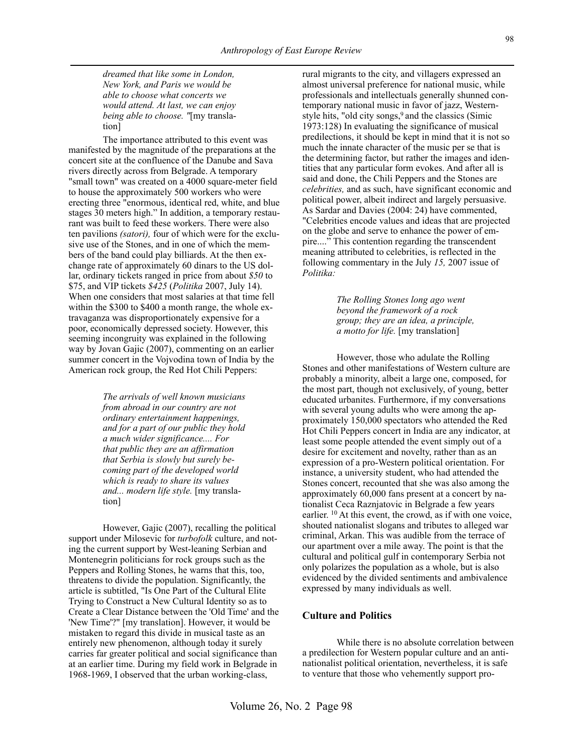*dreamed that like some in London, New York, and Paris we would be able to choose what concerts we would attend. At last, we can enjoy being able to choose. "*[my translation]

The importance attributed to this event was manifested by the magnitude of the preparations at the concert site at the confluence of the Danube and Sava rivers directly across from Belgrade. A temporary "small town" was created on a 4000 square-meter field to house the approximately 500 workers who were erecting three "enormous, identical red, white, and blue stages 30 meters high." In addition, a temporary restaurant was built to feed these workers. There were also ten pavilions *(satori),* four of which were for the exclusive use of the Stones, and in one of which the members of the band could play billiards. At the then exchange rate of approximately 60 dinars to the US dollar, ordinary tickets ranged in price from about *$50* to $75, and VIP tickets *$425* (*Politika* 2007, July 14). When one considers that most salaries at that time fell within the $300 to $400 a month range, the whole extravaganza was disproportionately expensive for a poor, economically depressed society. However, this seeming incongruity was explained in the following way by Jovan Gajic (2007), commenting on an earlier summer concert in the Vojvodina town of India by the American rock group, the Red Hot Chili Peppers:

> *The arrivals of well known musicians from abroad in our country are not ordinary entertainment happenings, and for a part of our public they hold a much wider significance.... For that public they are an affirmation that Serbia is slowly but surely becoming part of the developed world which is ready to share its values and... modern life style.* [my translation]

However, Gajic (2007), recalling the political support under Milosevic for *turbofolk* culture, and noting the current support by West-leaning Serbian and Montenegrin politicians for rock groups such as the Peppers and Rolling Stones, he warns that this, too, threatens to divide the population. Significantly, the article is subtitled, "Is One Part of the Cultural Elite Trying to Construct a New Cultural Identity so as to Create a Clear Distance between the 'Old Time' and the 'New Time'?" [my translation]. However, it would be mistaken to regard this divide in musical taste as an entirely new phenomenon, although today it surely carries far greater political and social significance than at an earlier time. During my field work in Belgrade in 1968-1969, I observed that the urban working-class, rural migrants to the city, and villagers expressed an almost universal preference for national music, while professionals and intellectuals generally shunned contemporary national music in favor of jazz, Western-style hits, "old city songs,[9] and the classics (Simic 1973:128) In evaluating the significance of musical predilections, it should be kept in mind that it is not so much the innate character of the music per se that is the determining factor, but rather the images and identities that any particular form evokes. And after all is said and done, the Chili Peppers and the Stones are *celebrities,* and as such, have significant economic and political power, albeit indirect and largely persuasive. As Sardar and Davies (2004: 24) have commented, "Celebrities encode values and ideas that are projected on the globe and serve to enhance the power of empire...." This contention regarding the transcendent meaning attributed to celebrities, is reflected in the following commentary in the July *15,* 2007 issue of *Politika:*

> *The Rolling Stones long ago went beyond the framework of a rock group; they are an idea, a principle, a motto for life.* [my translation]

However, those who adulate the Rolling Stones and other manifestations of Western culture are probably a minority, albeit a large one, composed, for the most part, though not exclusively, of young, better educated urbanites. Furthermore, if my conversations with several young adults who were among the approximately 150,000 spectators who attended the Red Hot Chili Peppers concert in India are any indicator, at least some people attended the event simply out of a desire for excitement and novelty, rather than as an expression of a pro-Western political orientation. For instance, a university student, who had attended the Stones concert, recounted that she was also among the approximately 60,000 fans present at a concert by nationalist Ceca Raznjatovic in Belgrade a few years earlier. [10] At this event, the crowd, as if with one voice, shouted nationalist slogans and tributes to alleged war criminal, Arkan. This was audible from the terrace of our apartment over a mile away. The point is that the cultural and political gulf in contemporary Serbia not only polarizes the population as a whole, but is also evidenced by the divided sentiments and ambivalence expressed by many individuals as well.

## Culture and Politics

While there is no absolute correlation between a predilection for Western popular culture and an anti-nationalist political orientation, nevertheless, it is safe to venture that those who vehemently support pro-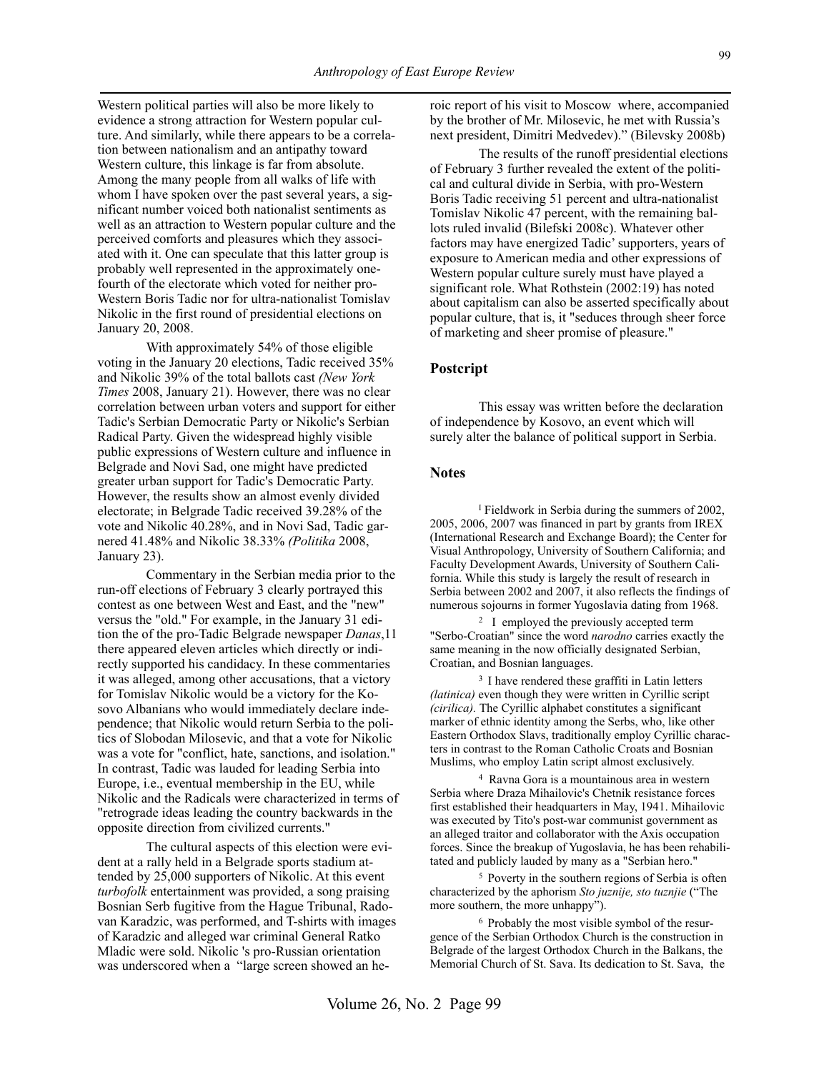Western political parties will also be more likely to evidence a strong attraction for Western popular culture. And similarly, while there appears to be a correlation between nationalism and an antipathy toward Western culture, this linkage is far from absolute. Among the many people from all walks of life with whom I have spoken over the past several years, a significant number voiced both nationalist sentiments as well as an attraction to Western popular culture and the perceived comforts and pleasures which they associated with it. One can speculate that this latter group is probably well represented in the approximately one-fourth of the electorate which voted for neither pro-Western Boris Tadic nor for ultra-nationalist Tomislav Nikolic in the first round of presidential elections on January 20, 2008.

With approximately 54% of those eligible voting in the January 20 elections, Tadic received 35% and Nikolic 39% of the total ballots cast *(New York Times* 2008, January 21). However, there was no clear correlation between urban voters and support for either Tadic's Serbian Democratic Party or Nikolic's Serbian Radical Party. Given the widespread highly visible public expressions of Western culture and influence in Belgrade and Novi Sad, one might have predicted greater urban support for Tadic's Democratic Party. However, the results show an almost evenly divided electorate; in Belgrade Tadic received 39.28% of the vote and Nikolic 40.28%, and in Novi Sad, Tadic garnered 41.48% and Nikolic 38.33% *(Politika* 2008, January 23).

Commentary in the Serbian media prior to the run-off elections of February 3 clearly portrayed this contest as one between West and East, and the "new" versus the "old." For example, in the January 31 edition the of the pro-Tadic Belgrade newspaper *Danas*,11 there appeared eleven articles which directly or indirectly supported his candidacy. In these commentaries it was alleged, among other accusations, that a victory for Tomislav Nikolic would be a victory for the Kosovo Albanians who would immediately declare independence; that Nikolic would return Serbia to the politics of Slobodan Milosevic, and that a vote for Nikolic was a vote for "conflict, hate, sanctions, and isolation." In contrast, Tadic was lauded for leading Serbia into Europe, i.e., eventual membership in the EU, while Nikolic and the Radicals were characterized in terms of "retrograde ideas leading the country backwards in the opposite direction from civilized currents."

The cultural aspects of this election were evident at a rally held in a Belgrade sports stadium attended by 25,000 supporters of Nikolic. At this event *turbofolk* entertainment was provided, a song praising Bosnian Serb fugitive from the Hague Tribunal, Radovan Karadzic, was performed, and T-shirts with images of Karadzic and alleged war criminal General Ratko Mladic were sold. Nikolic 's pro-Russian orientation was underscored when a "large screen showed an heroic report of his visit to Moscow where, accompanied by the brother of Mr. Milosevic, he met with Russia's next president, Dimitri Medvedev)." (Bilevsky 2008b)

The results of the runoff presidential elections of February 3 further revealed the extent of the political and cultural divide in Serbia, with pro-Western Boris Tadic receiving 51 percent and ultra-nationalist Tomislav Nikolic 47 percent, with the remaining ballots ruled invalid (Bilefski 2008c). Whatever other factors may have energized Tadic' supporters, years of exposure to American media and other expressions of Western popular culture surely must have played a significant role. What Rothstein (2002:19) has noted about capitalism can also be asserted specifically about popular culture, that is, it "seduces through sheer force of marketing and sheer promise of pleasure."

## Postscript

This essay was written before the declaration of independence by Kosovo, an event which will surely alter the balance of political support in Serbia.

## Notes

[1] Fieldwork in Serbia during the summers of 2002, 2005, 2006, 2007 was financed in part by grants from IREX (International Research and Exchange Board); the Center for Visual Anthropology, University of Southern California; and Faculty Development Awards, University of Southern California. While this study is largely the result of research in Serbia between 2002 and 2007, it also reflects the findings of numerous sojourns in former Yugoslavia dating from 1968.

[2] I employed the previously accepted term "Serbo-Croatian" since the word *narodno* carries exactly the same meaning in the now officially designated Serbian, Croatian, and Bosnian languages.

[3] I have rendered these graffiti in Latin letters *(latinica)* even though they were written in Cyrillic script *(cirilica).* The Cyrillic alphabet constitutes a significant marker of ethnic identity among the Serbs, who, like other Eastern Orthodox Slavs, traditionally employ Cyrillic characters in contrast to the Roman Catholic Croats and Bosnian Muslims, who employ Latin script almost exclusively.

[4] Ravna Gora is a mountainous area in western Serbia where Draza Mihailovic's Chetnik resistance forces first established their headquarters in May, 1941. Mihailovic was executed by Tito's post-war communist government as an alleged traitor and collaborator with the Axis occupation forces. Since the breakup of Yugoslavia, he has been rehabilitated and publicly lauded by many as a "Serbian hero."

[5] Poverty in the southern regions of Serbia is often characterized by the aphorism *Sto juznije, sto tuznje* ("The more southern, the more unhappy").

[6] Probably the most visible symbol of the resurgence of the Serbian Orthodox Church is the construction in Belgrade of the largest Orthodox Church in the Balkans, the Memorial Church of St. Sava. Its dedication to St. Sava, the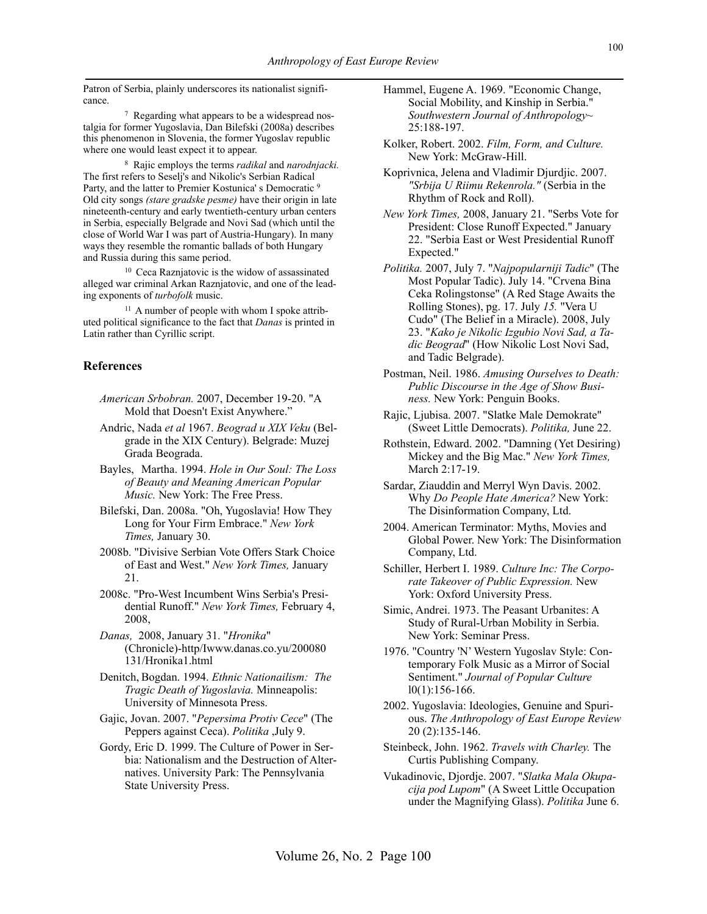Patron of Serbia, plainly underscores its nationalist significance.

[7] Regarding what appears to be a widespread nostalgia for former Yugoslavia, Dan Bilefski (2008a) describes this phenomenon in Slovenia, the former Yugoslav republic where one would least expect it to appear.

[8] Rajic employs the terms *radikal* and *narodnjacki.* The first refers to Seselj's and Nikolic's Serbian Radical Party, and the latter to Premier Kostunica' s Democratic [9] Old city songs *(stare gradske pesme)* have their origin in late nineteenth-century and early twentieth-century urban centers in Serbia, especially Belgrade and Novi Sad (which until the close of World War I was part of Austria-Hungary). In many ways they resemble the romantic ballads of both Hungary and Russia during this same period.

[10] Ceca Raznjatovic is the widow of assassinated alleged war criminal Arkan Raznjatovic, and one of the leading exponents of *turbofolk* music.

[11] A number of people with whom I spoke attributed political significance to the fact that *Danas* is printed in Latin rather than Cyrillic script.

## References

*American Srbobran.* 2007, December 19-20. "A Mold that Doesn't Exist Anywhere."

Andric, Nada *et al* 1967. *Beograd u XIX Veku* (Belgrade in the XIX Century). Belgrade: Muzej Grada Beograda.

Bayles, Martha. 1994. *Hole in Our Soul: The Loss of Beauty and Meaning American Popular Music.* New York: The Free Press.

Bilefski, Dan. 2008a. "Oh, Yugoslavia! How They Long for Your Firm Embrace." *New York Times,* January 30.

2008b. "Divisive Serbian Vote Offers Stark Choice of East and West." *New York Times,* January 21.

2008c. "Pro-West Incumbent Wins Serbia's Presidential Runoff." *New York Times,* February 4, 2008,

*Danas,* 2008, January 31. "*Hronika*" (Chronicle)-http/Iwww.danas.co.yu/200080131/Hronika1.html

Denitch, Bogdan. 1994. *Ethnic Nationalism: The Tragic Death of Yugoslavia.* Minneapolis: University of Minnesota Press.

Gajic, Jovan. 2007. "*Pepersima Protiv Cece*" (The Peppers against Ceca). *Politika* ,July 9.

Gordy, Eric D. 1999. The Culture of Power in Serbia: Nationalism and the Destruction of Alternatives. University Park: The Pennsylvania State University Press.

Hammel, Eugene A. 1969. "Economic Change, Social Mobility, and Kinship in Serbia." *Southwestern Journal of Anthropology~* 25:188-197.

Kolker, Robert. 2002. *Film, Form, and Culture.* New York: McGraw-Hill.

Koprivnica, Jelena and Vladimir Djurdjic. 2007. *"Srbija U Riimu Rekenrola."* (Serbia in the Rhythm of Rock and Roll).

*New York Times,* 2008, January 21. "Serbs Vote for President: Close Runoff Expected." January 22. "Serbia East or West Presidential Runoff Expected."

*Politika.* 2007, July 7. "*Najpopularniji Tadic*" (The Most Popular Tadic). July 14. "Crvena Bina Ceka Rolingstonse" (A Red Stage Awaits the Rolling Stones), pg. 17. July *15.* "Vera U Cudo" (The Belief in a Miracle). 2008, July 23. "*Kako je Nikolic Izgubio Novi Sad, a Tadic Beograd*" (How Nikolic Lost Novi Sad, and Tadic Belgrade).

Postman, Neil. 1986. *Amusing Ourselves to Death: Public Discourse in the Age of Show Business.* New York: Penguin Books.

Rajic, Ljubisa. 2007. "Slatke Male Demokrate" (Sweet Little Democrats). *Politika,* June 22.

Rothstein, Edward. 2002. "Damning (Yet Desiring) Mickey and the Big Mac." *New York Times,* March 2:17-19.

Sardar, Ziauddin and Merryl Wyn Davis. 2002. Why *Do People Hate America?* New York: The Disinformation Company, Ltd.

2004. American Terminator: Myths, Movies and Global Power. New York: The Disinformation Company, Ltd.

Schiller, Herbert I. 1989. *Culture Inc: The Corporate Takeover of Public Expression.* New York: Oxford University Press.

Simic, Andrei. 1973. The Peasant Urbanites: A Study of Rural-Urban Mobility in Serbia. New York: Seminar Press.

1976. "Country 'N' Western Yugoslav Style: Contemporary Folk Music as a Mirror of Social Sentiment." *Journal of Popular Culture* l0(1):156-166.

2002. Yugoslavia: Ideologies, Genuine and Spurious. *The Anthropology of East Europe Review* 20 (2):135-146.

Steinbeck, John. 1962. *Travels with Charley.* The Curtis Publishing Company.

Vukadinovic, Djordje. 2007. "*Slatka Mala Okupacija pod Lupom*" (A Sweet Little Occupation under the Magnifying Glass). *Politika* June 6.